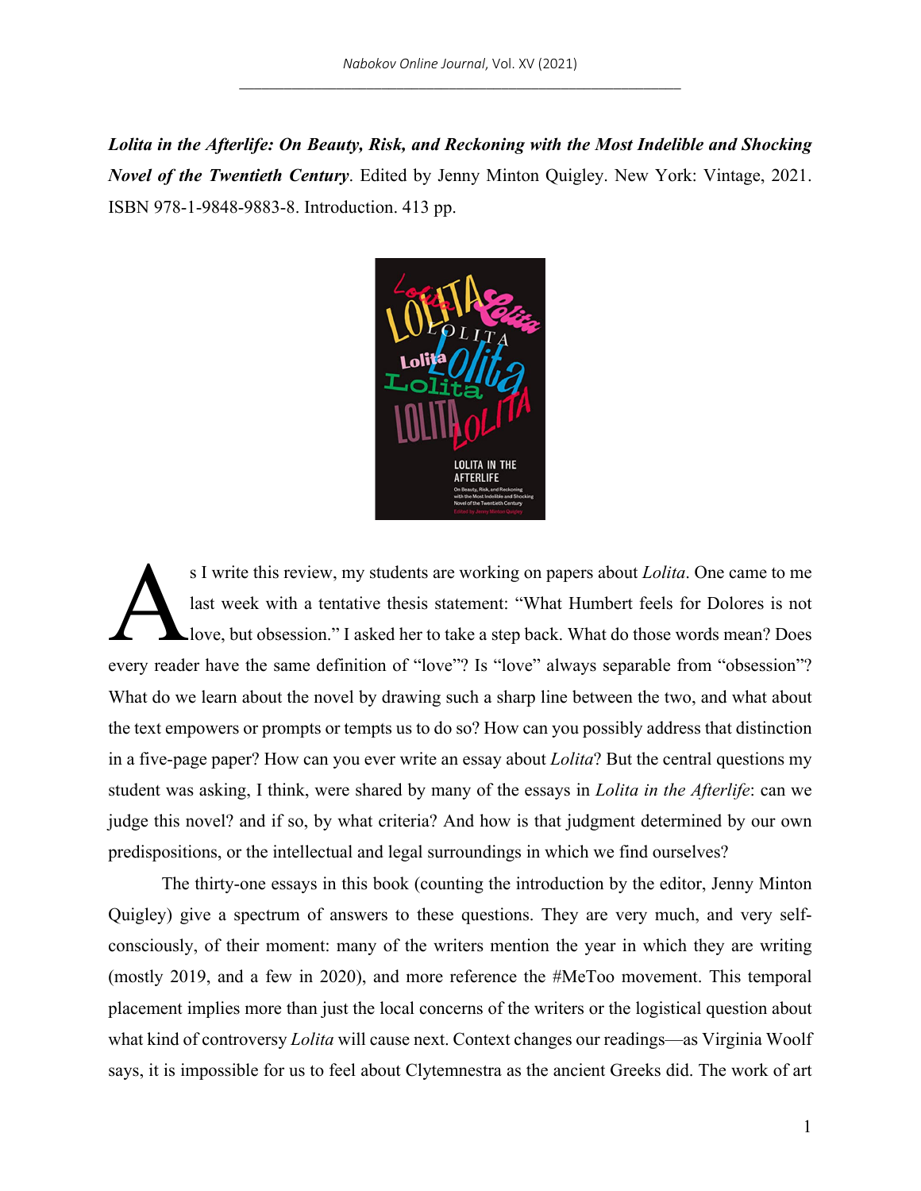***Lolita in the Afterlife: On Beauty, Risk, and Reckoning with the Most Indelible and Shocking Novel of the Twentieth Century***. Edited by Jenny Minton Quigley. New York: Vintage, 2021. ISBN 978-1-9848-9883-8. Introduction. 413 pp.

As I write this review, my students are working on papers about *Lolita*. One came to me last week with a tentative thesis statement: "What Humbert feels for Dolores is not love, but obsession." I asked her to take a step back. What do those words mean? Does every reader have the same definition of "love"? Is "love" always separable from "obsession"? What do we learn about the novel by drawing such a sharp line between the two, and what about the text empowers or prompts or tempts us to do so? How can you possibly address that distinction in a five-page paper? How can you ever write an essay about *Lolita*? But the central questions my student was asking, I think, were shared by many of the essays in *Lolita in the Afterlife*: can we judge this novel? and if so, by what criteria? And how is that judgment determined by our own predispositions, or the intellectual and legal surroundings in which we find ourselves?

The thirty-one essays in this book (counting the introduction by the editor, Jenny Minton Quigley) give a spectrum of answers to these questions. They are very much, and very self-consciously, of their moment: many of the writers mention the year in which they are writing (mostly 2019, and a few in 2020), and more reference the #MeToo movement. This temporal placement implies more than just the local concerns of the writers or the logistical question about what kind of controversy *Lolita* will cause next. Context changes our readings—as Virginia Woolf says, it is impossible for us to feel about Clytemnestra as the ancient Greeks did. The work of art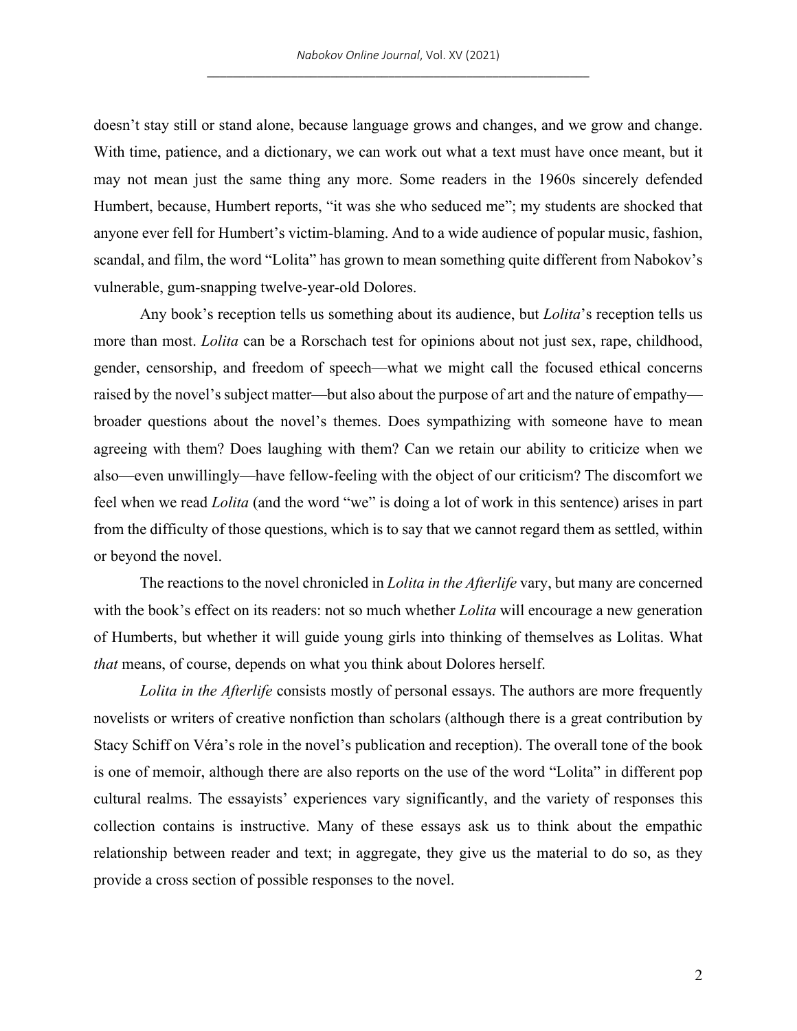doesn't stay still or stand alone, because language grows and changes, and we grow and change. With time, patience, and a dictionary, we can work out what a text must have once meant, but it may not mean just the same thing any more. Some readers in the 1960s sincerely defended Humbert, because, Humbert reports, "it was she who seduced me"; my students are shocked that anyone ever fell for Humbert's victim-blaming. And to a wide audience of popular music, fashion, scandal, and film, the word "Lolita" has grown to mean something quite different from Nabokov's vulnerable, gum-snapping twelve-year-old Dolores.

Any book's reception tells us something about its audience, but *Lolita*'s reception tells us more than most. *Lolita* can be a Rorschach test for opinions about not just sex, rape, childhood, gender, censorship, and freedom of speech—what we might call the focused ethical concerns raised by the novel's subject matter—but also about the purpose of art and the nature of empathy—broader questions about the novel's themes. Does sympathizing with someone have to mean agreeing with them? Does laughing with them? Can we retain our ability to criticize when we also—even unwillingly—have fellow-feeling with the object of our criticism? The discomfort we feel when we read *Lolita* (and the word "we" is doing a lot of work in this sentence) arises in part from the difficulty of those questions, which is to say that we cannot regard them as settled, within or beyond the novel.

The reactions to the novel chronicled in *Lolita in the Afterlife* vary, but many are concerned with the book's effect on its readers: not so much whether *Lolita* will encourage a new generation of Humberts, but whether it will guide young girls into thinking of themselves as Lolitas. What *that* means, of course, depends on what you think about Dolores herself.

*Lolita in the Afterlife* consists mostly of personal essays. The authors are more frequently novelists or writers of creative nonfiction than scholars (although there is a great contribution by Stacy Schiff on Véra's role in the novel's publication and reception). The overall tone of the book is one of memoir, although there are also reports on the use of the word "Lolita" in different pop cultural realms. The essayists' experiences vary significantly, and the variety of responses this collection contains is instructive. Many of these essays ask us to think about the empathic relationship between reader and text; in aggregate, they give us the material to do so, as they provide a cross section of possible responses to the novel.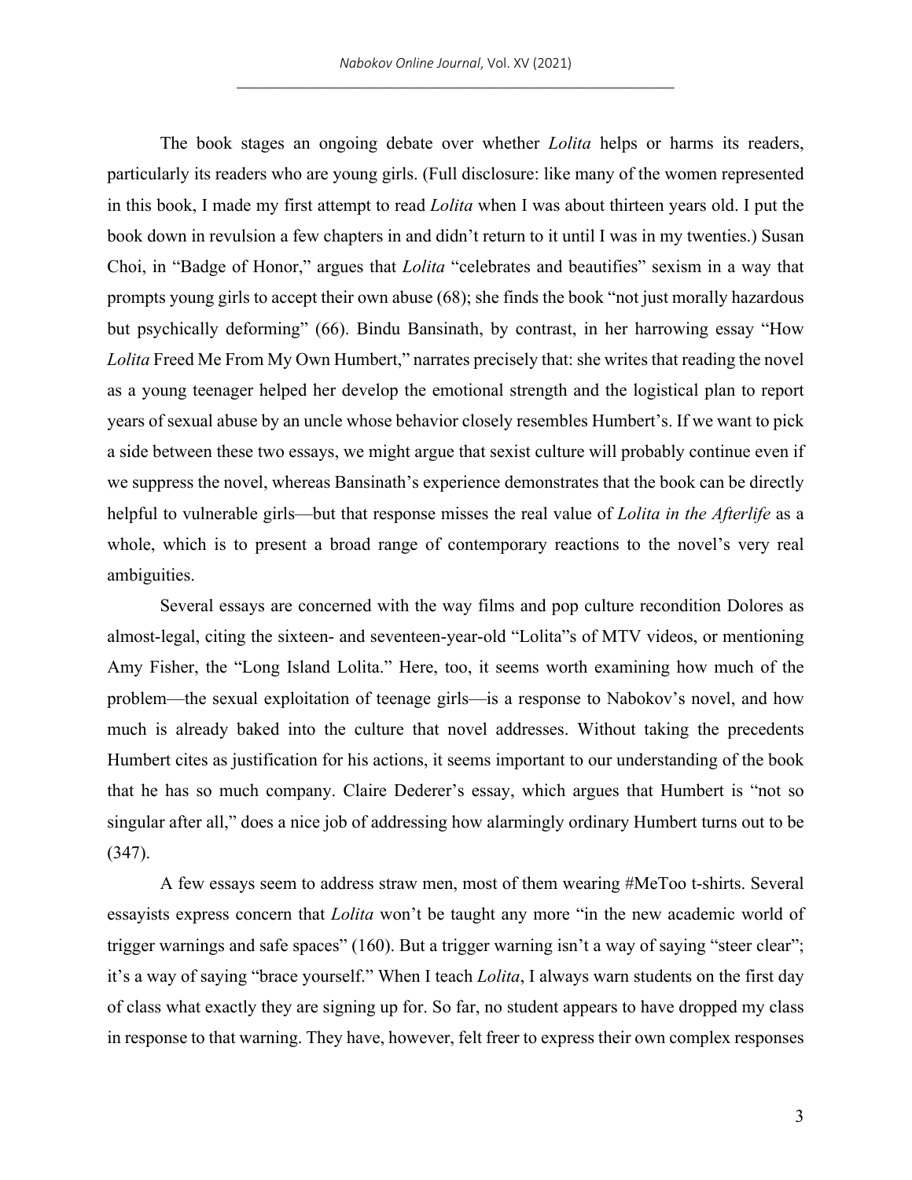The book stages an ongoing debate over whether *Lolita* helps or harms its readers, particularly its readers who are young girls. (Full disclosure: like many of the women represented in this book, I made my first attempt to read *Lolita* when I was about thirteen years old. I put the book down in revulsion a few chapters in and didn't return to it until I was in my twenties.) Susan Choi, in "Badge of Honor," argues that *Lolita* "celebrates and beautifies" sexism in a way that prompts young girls to accept their own abuse (68); she finds the book "not just morally hazardous but psychically deforming" (66). Bindu Bansinath, by contrast, in her harrowing essay "How *Lolita* Freed Me From My Own Humbert," narrates precisely that: she writes that reading the novel as a young teenager helped her develop the emotional strength and the logistical plan to report years of sexual abuse by an uncle whose behavior closely resembles Humbert's. If we want to pick a side between these two essays, we might argue that sexist culture will probably continue even if we suppress the novel, whereas Bansinath's experience demonstrates that the book can be directly helpful to vulnerable girls—but that response misses the real value of *Lolita in the Afterlife* as a whole, which is to present a broad range of contemporary reactions to the novel's very real ambiguities.

Several essays are concerned with the way films and pop culture recondition Dolores as almost-legal, citing the sixteen- and seventeen-year-old "Lolita"s of MTV videos, or mentioning Amy Fisher, the "Long Island Lolita." Here, too, it seems worth examining how much of the problem—the sexual exploitation of teenage girls—is a response to Nabokov's novel, and how much is already baked into the culture that novel addresses. Without taking the precedents Humbert cites as justification for his actions, it seems important to our understanding of the book that he has so much company. Claire Dederer's essay, which argues that Humbert is "not so singular after all," does a nice job of addressing how alarmingly ordinary Humbert turns out to be (347).

A few essays seem to address straw men, most of them wearing #MeToo t-shirts. Several essayists express concern that *Lolita* won't be taught any more "in the new academic world of trigger warnings and safe spaces" (160). But a trigger warning isn't a way of saying "steer clear"; it's a way of saying "brace yourself." When I teach *Lolita*, I always warn students on the first day of class what exactly they are signing up for. So far, no student appears to have dropped my class in response to that warning. They have, however, felt freer to express their own complex responses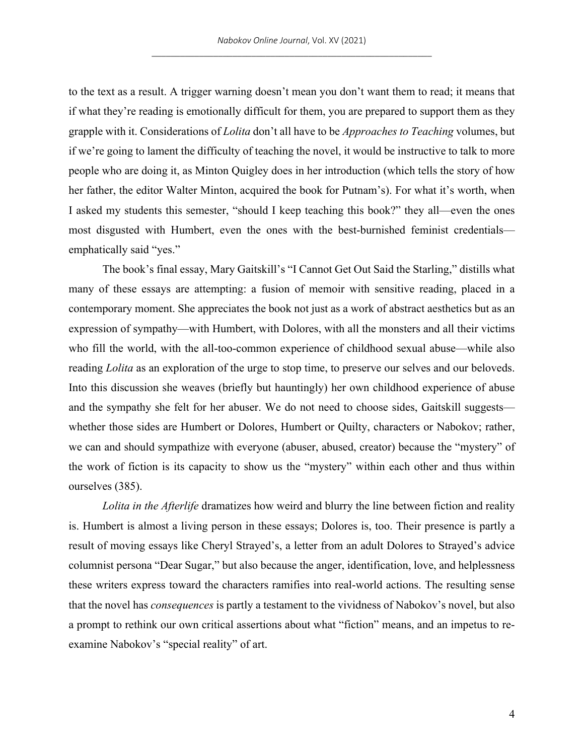to the text as a result. A trigger warning doesn't mean you don't want them to read; it means that if what they're reading is emotionally difficult for them, you are prepared to support them as they grapple with it. Considerations of *Lolita* don't all have to be *Approaches to Teaching* volumes, but if we're going to lament the difficulty of teaching the novel, it would be instructive to talk to more people who are doing it, as Minton Quigley does in her introduction (which tells the story of how her father, the editor Walter Minton, acquired the book for Putnam's). For what it's worth, when I asked my students this semester, "should I keep teaching this book?" they all—even the ones most disgusted with Humbert, even the ones with the best-burnished feminist credentials—emphatically said "yes."

The book's final essay, Mary Gaitskill's "I Cannot Get Out Said the Starling," distills what many of these essays are attempting: a fusion of memoir with sensitive reading, placed in a contemporary moment. She appreciates the book not just as a work of abstract aesthetics but as an expression of sympathy—with Humbert, with Dolores, with all the monsters and all their victims who fill the world, with the all-too-common experience of childhood sexual abuse—while also reading *Lolita* as an exploration of the urge to stop time, to preserve our selves and our beloveds. Into this discussion she weaves (briefly but hauntingly) her own childhood experience of abuse and the sympathy she felt for her abuser. We do not need to choose sides, Gaitskill suggests—whether those sides are Humbert or Dolores, Humbert or Quilty, characters or Nabokov; rather, we can and should sympathize with everyone (abuser, abused, creator) because the "mystery" of the work of fiction is its capacity to show us the "mystery" within each other and thus within ourselves (385).

*Lolita in the Afterlife* dramatizes how weird and blurry the line between fiction and reality is. Humbert is almost a living person in these essays; Dolores is, too. Their presence is partly a result of moving essays like Cheryl Strayed's, a letter from an adult Dolores to Strayed's advice columnist persona "Dear Sugar," but also because the anger, identification, love, and helplessness these writers express toward the characters ramifies into real-world actions. The resulting sense that the novel has *consequences* is partly a testament to the vividness of Nabokov's novel, but also a prompt to rethink our own critical assertions about what "fiction" means, and an impetus to re-examine Nabokov's "special reality" of art.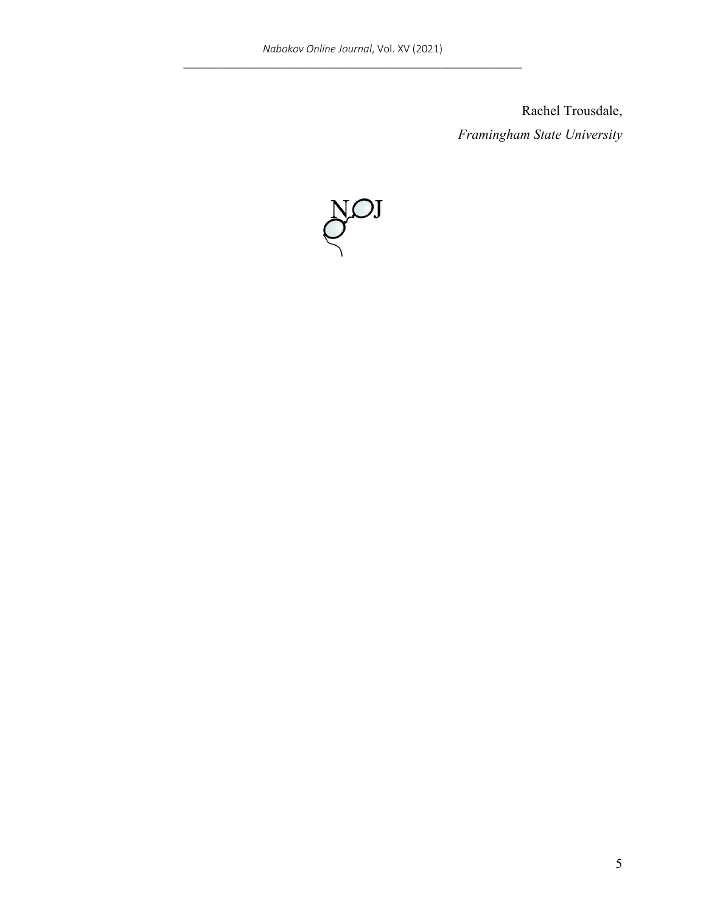Rachel Trousdale,

*Framingham State University*